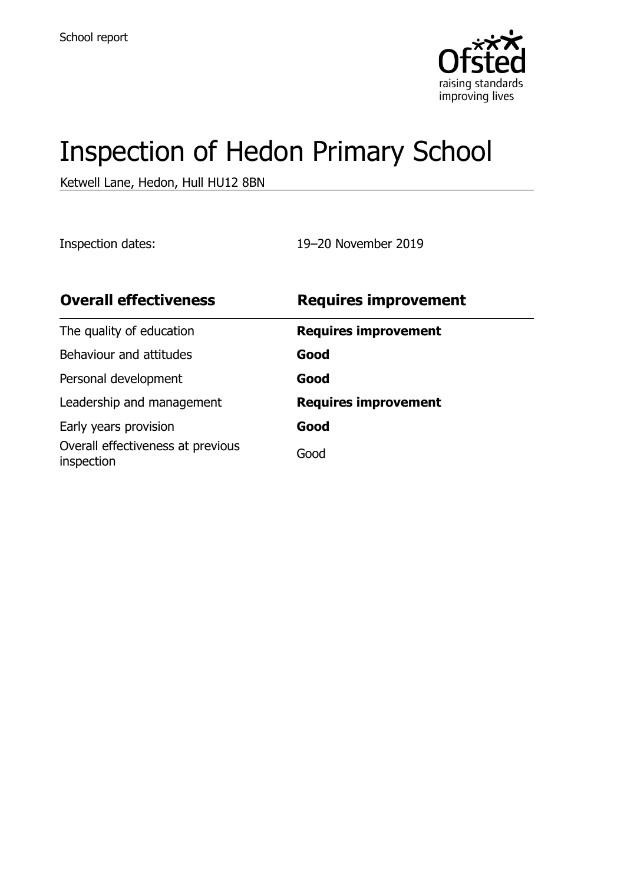School report

# Inspection of Hedon Primary School

Ketwell Lane, Hedon, Hull HU12 8BN

Inspection dates: 19–20 November 2019

| **Overall effectiveness** | **Requires improvement** |
| --- | --- |
| The quality of education | **Requires improvement** |
| Behaviour and attitudes | **Good** |
| Personal development | **Good** |
| Leadership and management | **Requires improvement** |
| Early years provision | **Good** |
| Overall effectiveness at previous inspection | Good |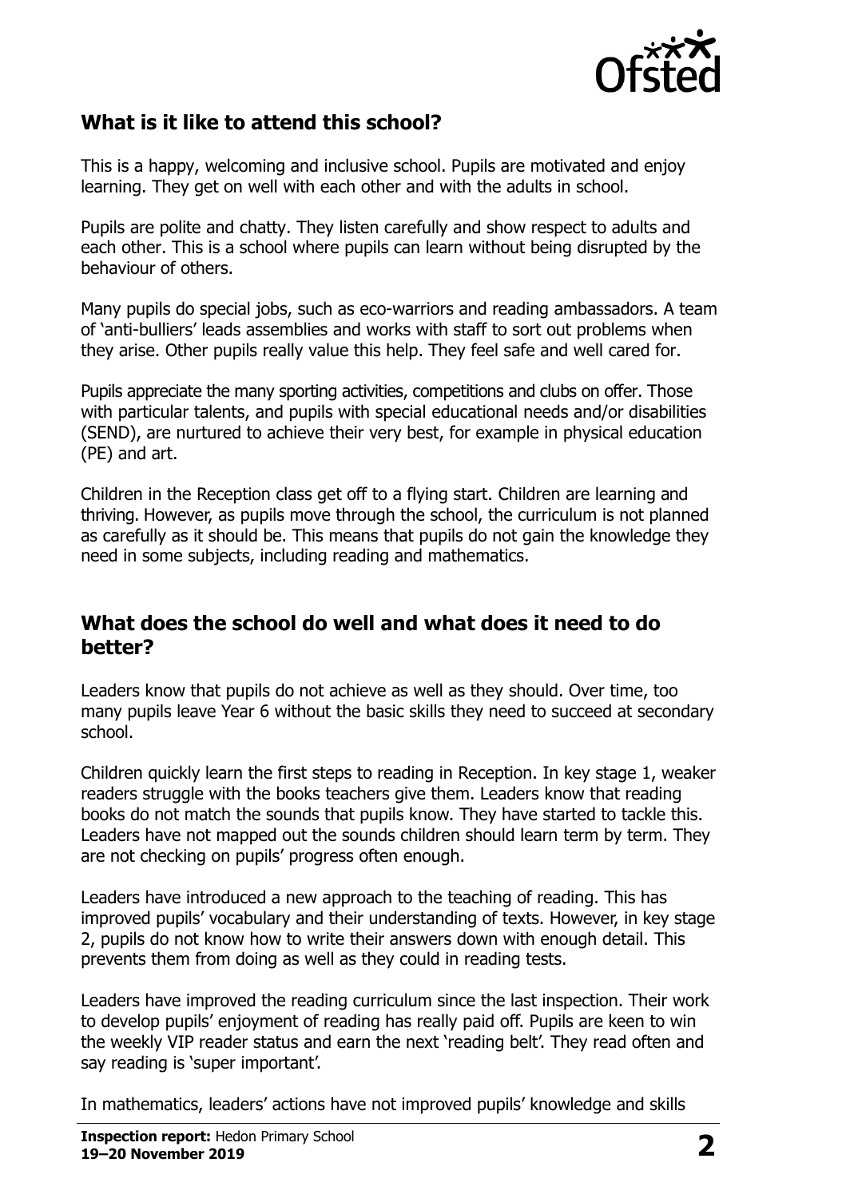## What is it like to attend this school?

This is a happy, welcoming and inclusive school. Pupils are motivated and enjoy learning. They get on well with each other and with the adults in school.

Pupils are polite and chatty. They listen carefully and show respect to adults and each other. This is a school where pupils can learn without being disrupted by the behaviour of others.

Many pupils do special jobs, such as eco-warriors and reading ambassadors. A team of 'anti-bulliers' leads assemblies and works with staff to sort out problems when they arise. Other pupils really value this help. They feel safe and well cared for.

Pupils appreciate the many sporting activities, competitions and clubs on offer. Those with particular talents, and pupils with special educational needs and/or disabilities (SEND), are nurtured to achieve their very best, for example in physical education (PE) and art.

Children in the Reception class get off to a flying start. Children are learning and thriving. However, as pupils move through the school, the curriculum is not planned as carefully as it should be. This means that pupils do not gain the knowledge they need in some subjects, including reading and mathematics.

## What does the school do well and what does it need to do better?

Leaders know that pupils do not achieve as well as they should. Over time, too many pupils leave Year 6 without the basic skills they need to succeed at secondary school.

Children quickly learn the first steps to reading in Reception. In key stage 1, weaker readers struggle with the books teachers give them. Leaders know that reading books do not match the sounds that pupils know. They have started to tackle this. Leaders have not mapped out the sounds children should learn term by term. They are not checking on pupils' progress often enough.

Leaders have introduced a new approach to the teaching of reading. This has improved pupils' vocabulary and their understanding of texts. However, in key stage 2, pupils do not know how to write their answers down with enough detail. This prevents them from doing as well as they could in reading tests.

Leaders have improved the reading curriculum since the last inspection. Their work to develop pupils' enjoyment of reading has really paid off. Pupils are keen to win the weekly VIP reader status and earn the next 'reading belt'. They read often and say reading is 'super important'.

In mathematics, leaders' actions have not improved pupils' knowledge and skills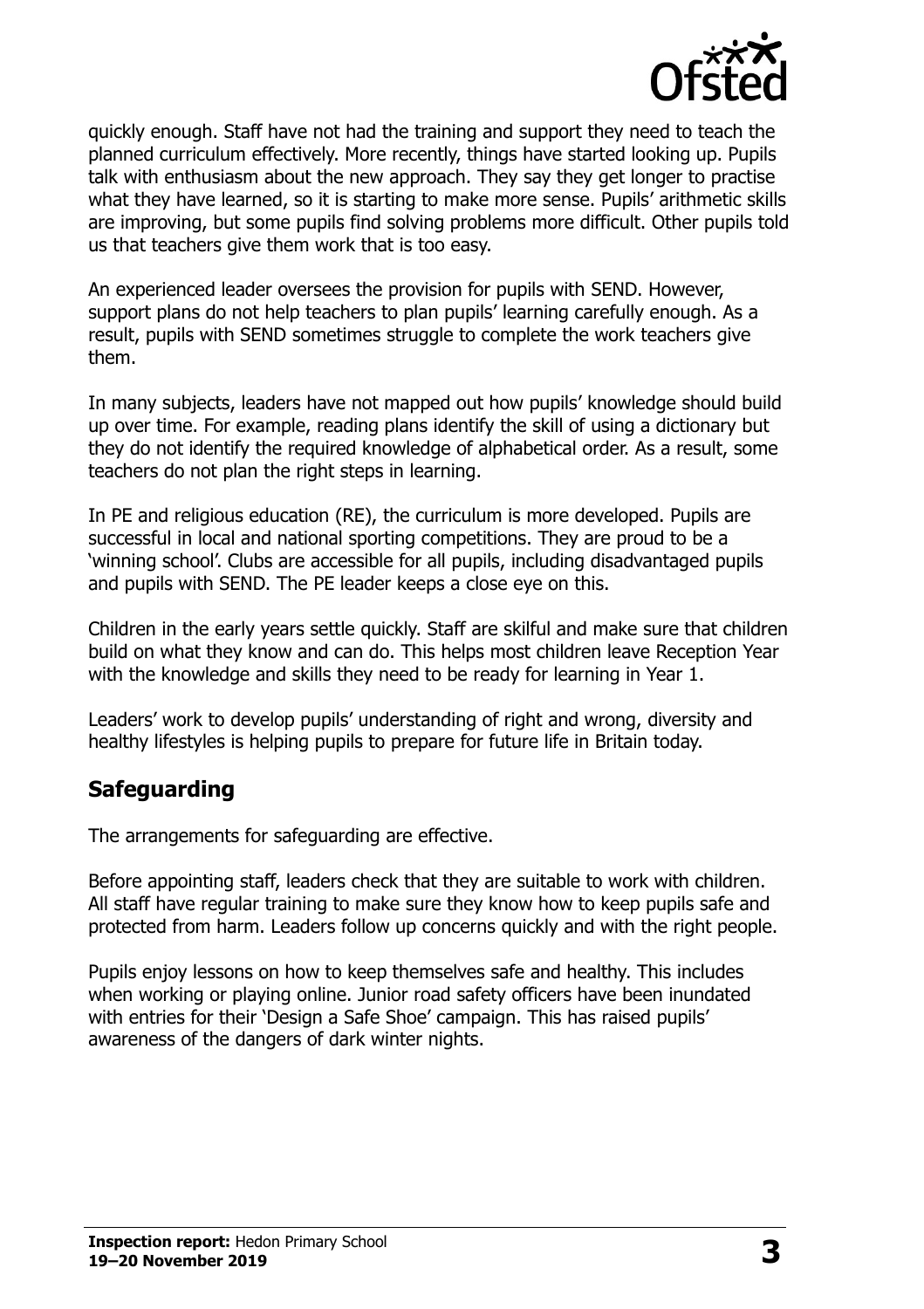quickly enough. Staff have not had the training and support they need to teach the planned curriculum effectively. More recently, things have started looking up. Pupils talk with enthusiasm about the new approach. They say they get longer to practise what they have learned, so it is starting to make more sense. Pupils' arithmetic skills are improving, but some pupils find solving problems more difficult. Other pupils told us that teachers give them work that is too easy.

An experienced leader oversees the provision for pupils with SEND. However, support plans do not help teachers to plan pupils' learning carefully enough. As a result, pupils with SEND sometimes struggle to complete the work teachers give them.

In many subjects, leaders have not mapped out how pupils' knowledge should build up over time. For example, reading plans identify the skill of using a dictionary but they do not identify the required knowledge of alphabetical order. As a result, some teachers do not plan the right steps in learning.

In PE and religious education (RE), the curriculum is more developed. Pupils are successful in local and national sporting competitions. They are proud to be a 'winning school'. Clubs are accessible for all pupils, including disadvantaged pupils and pupils with SEND. The PE leader keeps a close eye on this.

Children in the early years settle quickly. Staff are skilful and make sure that children build on what they know and can do. This helps most children leave Reception Year with the knowledge and skills they need to be ready for learning in Year 1.

Leaders' work to develop pupils' understanding of right and wrong, diversity and healthy lifestyles is helping pupils to prepare for future life in Britain today.

## Safeguarding

The arrangements for safeguarding are effective.

Before appointing staff, leaders check that they are suitable to work with children. All staff have regular training to make sure they know how to keep pupils safe and protected from harm. Leaders follow up concerns quickly and with the right people.

Pupils enjoy lessons on how to keep themselves safe and healthy. This includes when working or playing online. Junior road safety officers have been inundated with entries for their 'Design a Safe Shoe' campaign. This has raised pupils' awareness of the dangers of dark winter nights.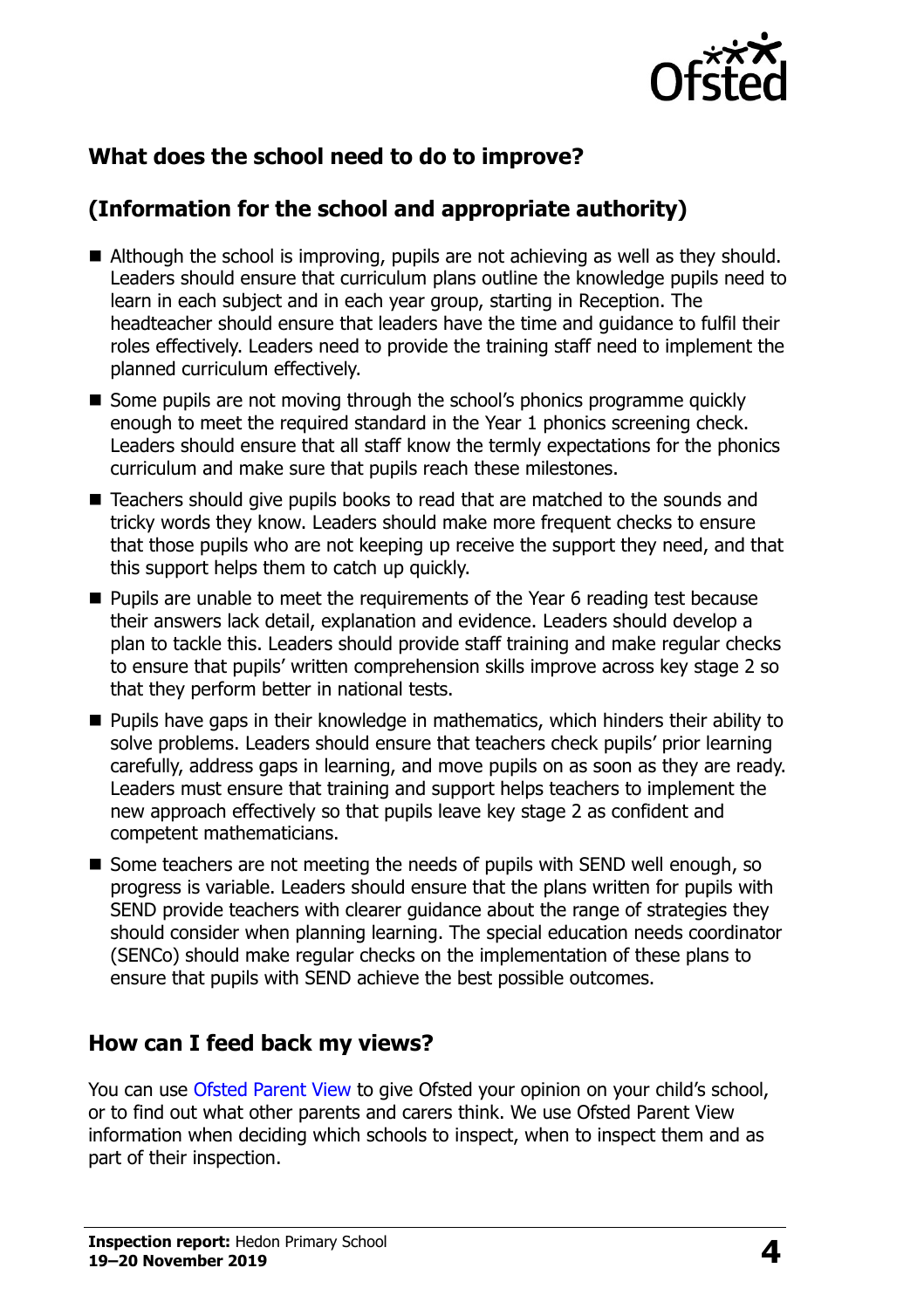## What does the school need to do to improve?

## (Information for the school and appropriate authority)

- Although the school is improving, pupils are not achieving as well as they should. Leaders should ensure that curriculum plans outline the knowledge pupils need to learn in each subject and in each year group, starting in Reception. The headteacher should ensure that leaders have the time and guidance to fulfil their roles effectively. Leaders need to provide the training staff need to implement the planned curriculum effectively.
- Some pupils are not moving through the school's phonics programme quickly enough to meet the required standard in the Year 1 phonics screening check. Leaders should ensure that all staff know the termly expectations for the phonics curriculum and make sure that pupils reach these milestones.
- Teachers should give pupils books to read that are matched to the sounds and tricky words they know. Leaders should make more frequent checks to ensure that those pupils who are not keeping up receive the support they need, and that this support helps them to catch up quickly.
- Pupils are unable to meet the requirements of the Year 6 reading test because their answers lack detail, explanation and evidence. Leaders should develop a plan to tackle this. Leaders should provide staff training and make regular checks to ensure that pupils' written comprehension skills improve across key stage 2 so that they perform better in national tests.
- Pupils have gaps in their knowledge in mathematics, which hinders their ability to solve problems. Leaders should ensure that teachers check pupils' prior learning carefully, address gaps in learning, and move pupils on as soon as they are ready. Leaders must ensure that training and support helps teachers to implement the new approach effectively so that pupils leave key stage 2 as confident and competent mathematicians.
- Some teachers are not meeting the needs of pupils with SEND well enough, so progress is variable. Leaders should ensure that the plans written for pupils with SEND provide teachers with clearer guidance about the range of strategies they should consider when planning learning. The special education needs coordinator (SENCo) should make regular checks on the implementation of these plans to ensure that pupils with SEND achieve the best possible outcomes.

## How can I feed back my views?

You can use Ofsted Parent View to give Ofsted your opinion on your child's school, or to find out what other parents and carers think. We use Ofsted Parent View information when deciding which schools to inspect, when to inspect them and as part of their inspection.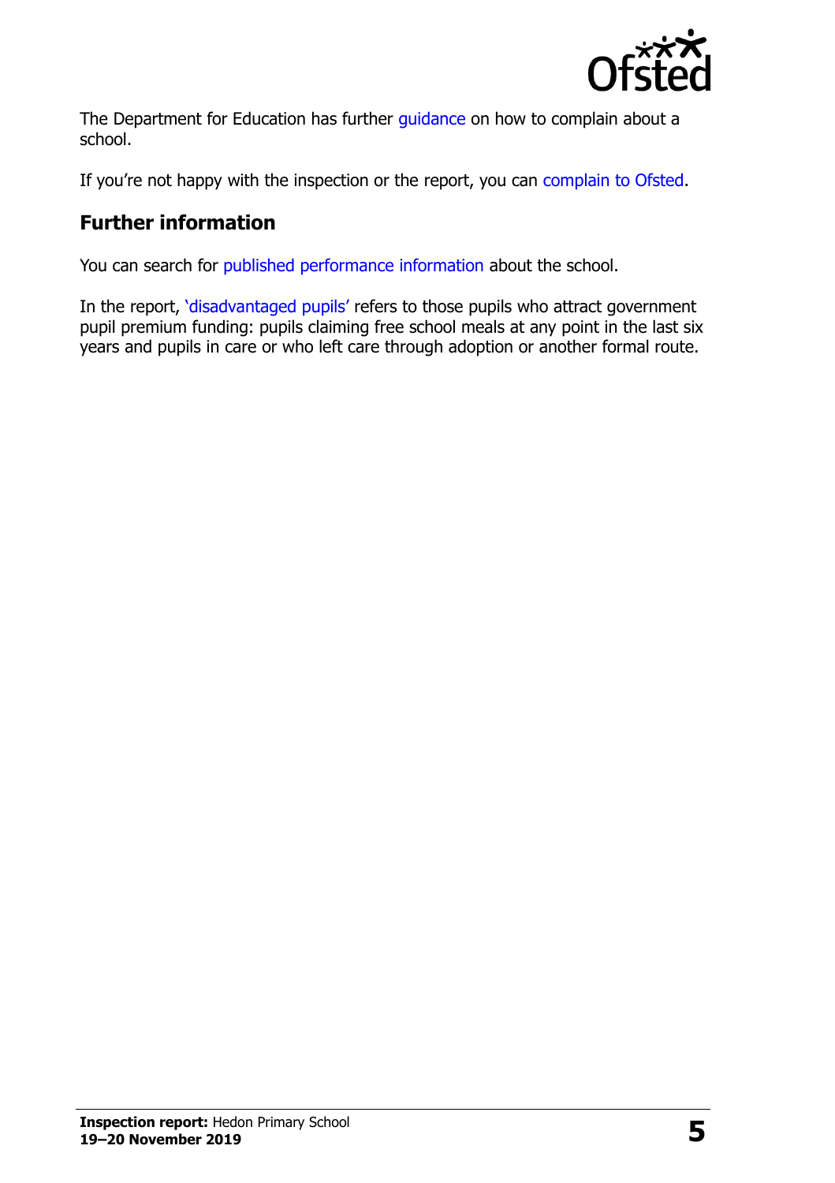The Department for Education has further guidance on how to complain about a school.

If you're not happy with the inspection or the report, you can complain to Ofsted.

## Further information

You can search for published performance information about the school.

In the report, 'disadvantaged pupils' refers to those pupils who attract government pupil premium funding: pupils claiming free school meals at any point in the last six years and pupils in care or who left care through adoption or another formal route.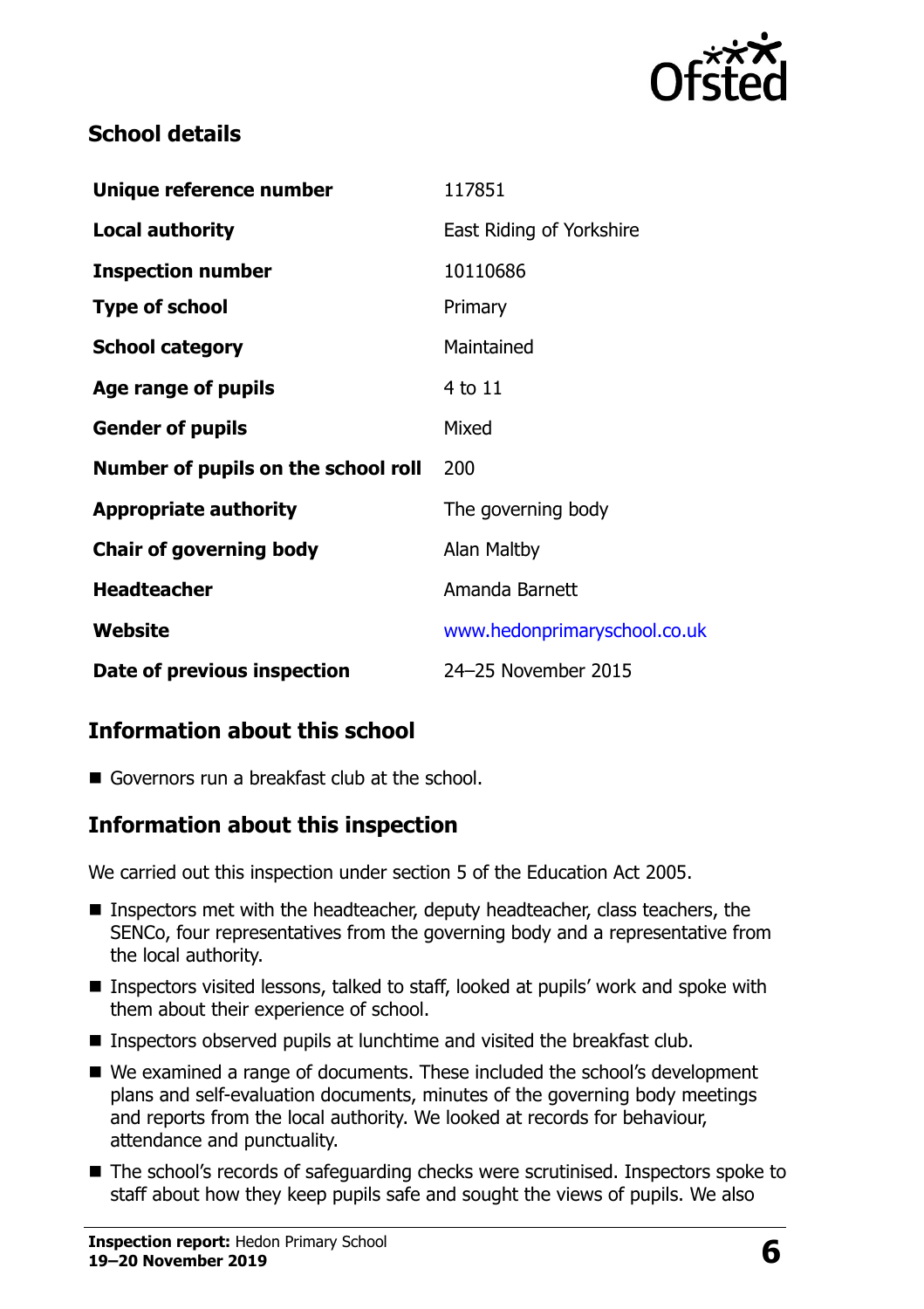## School details

| | |
|---|---|
| **Unique reference number** | 117851 |
| **Local authority** | East Riding of Yorkshire |
| **Inspection number** | 10110686 |
| **Type of school** | Primary |
| **School category** | Maintained |
| **Age range of pupils** | 4 to 11 |
| **Gender of pupils** | Mixed |
| **Number of pupils on the school roll** | 200 |
| **Appropriate authority** | The governing body |
| **Chair of governing body** | Alan Maltby |
| **Headteacher** | Amanda Barnett |
| **Website** | www.hedonprimaryschool.co.uk |
| **Date of previous inspection** | 24–25 November 2015 |

## Information about this school

- Governors run a breakfast club at the school.

## Information about this inspection

We carried out this inspection under section 5 of the Education Act 2005.

- Inspectors met with the headteacher, deputy headteacher, class teachers, the SENCo, four representatives from the governing body and a representative from the local authority.
- Inspectors visited lessons, talked to staff, looked at pupils' work and spoke with them about their experience of school.
- Inspectors observed pupils at lunchtime and visited the breakfast club.
- We examined a range of documents. These included the school's development plans and self-evaluation documents, minutes of the governing body meetings and reports from the local authority. We looked at records for behaviour, attendance and punctuality.
- The school's records of safeguarding checks were scrutinised. Inspectors spoke to staff about how they keep pupils safe and sought the views of pupils. We also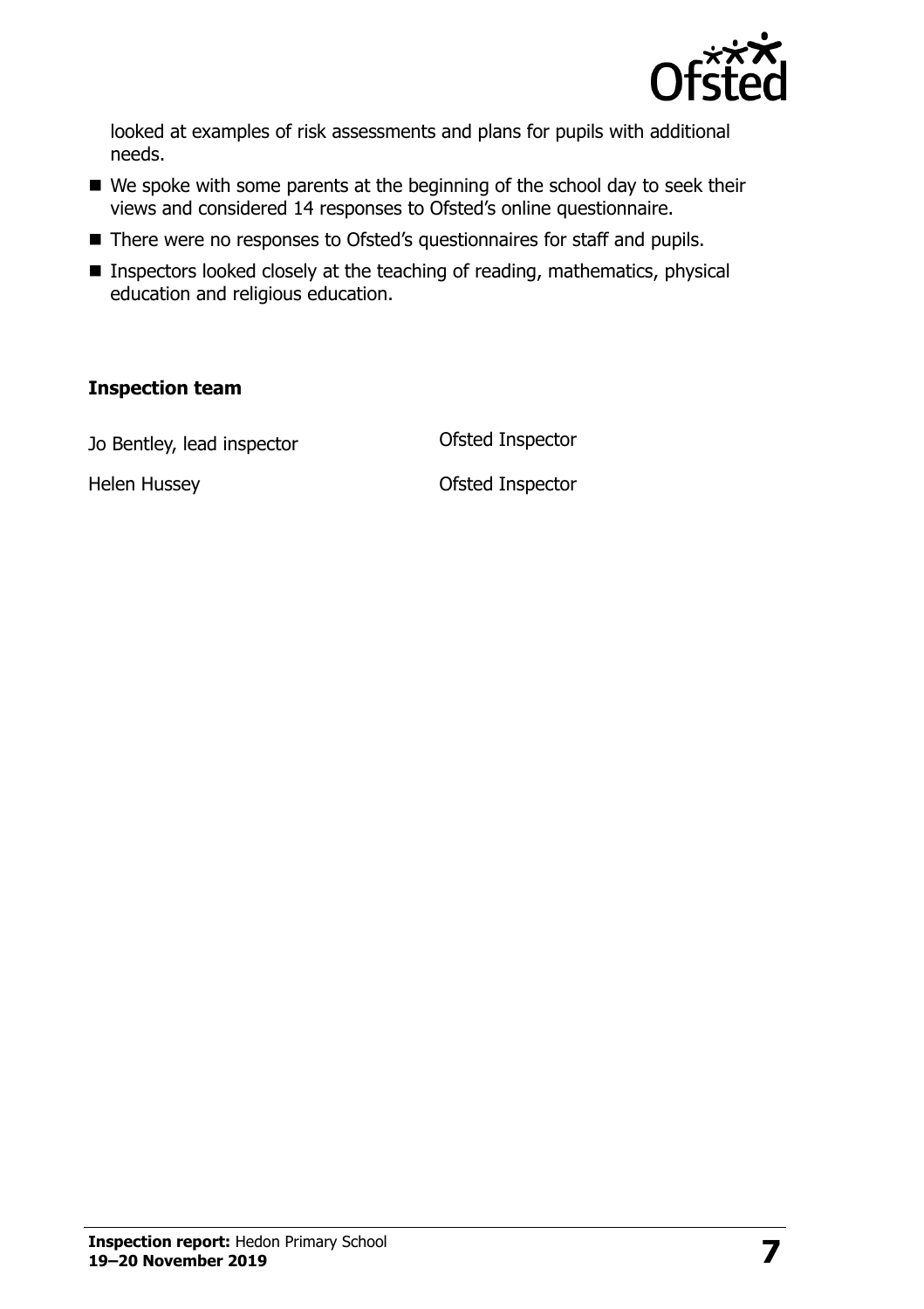looked at examples of risk assessments and plans for pupils with additional needs.

- We spoke with some parents at the beginning of the school day to seek their views and considered 14 responses to Ofsted's online questionnaire.
- There were no responses to Ofsted's questionnaires for staff and pupils.
- Inspectors looked closely at the teaching of reading, mathematics, physical education and religious education.

**Inspection team**

| | |
|---|---|
| Jo Bentley, lead inspector | Ofsted Inspector |
| Helen Hussey | Ofsted Inspector |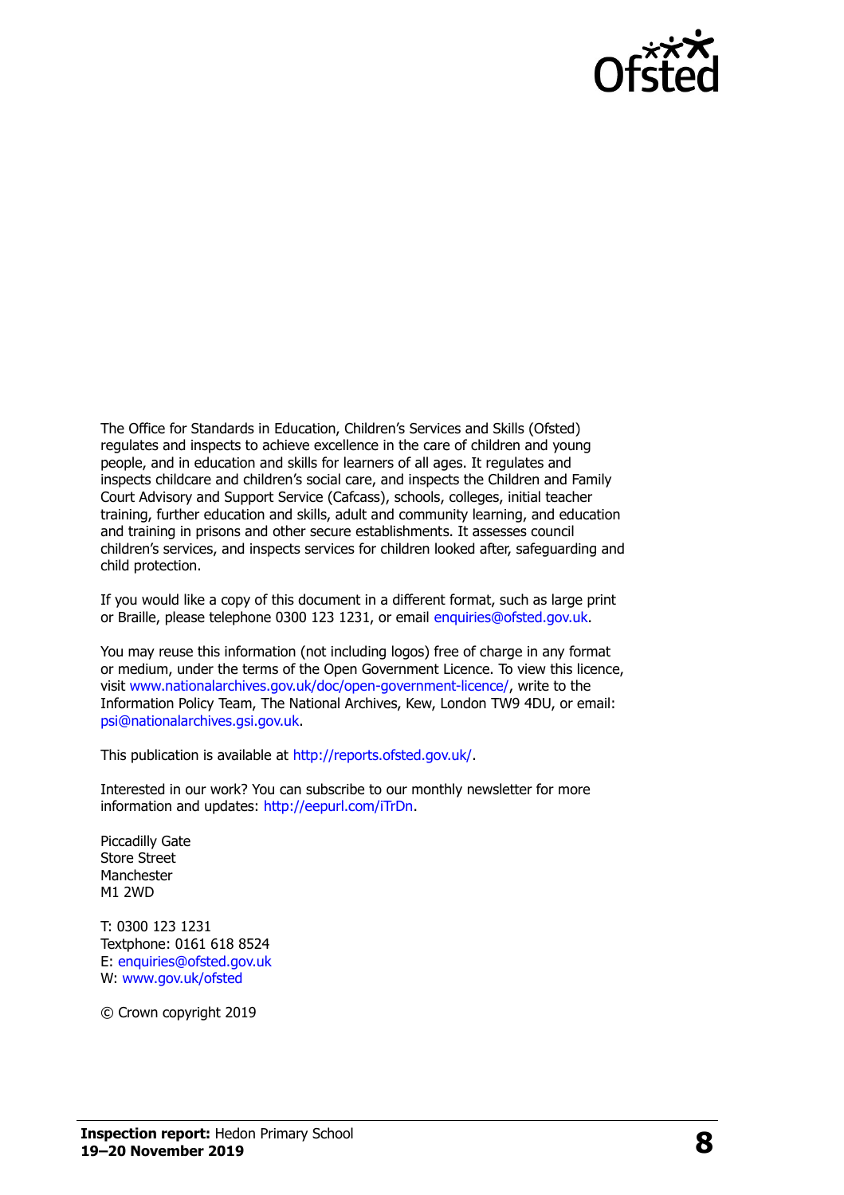The Office for Standards in Education, Children's Services and Skills (Ofsted) regulates and inspects to achieve excellence in the care of children and young people, and in education and skills for learners of all ages. It regulates and inspects childcare and children's social care, and inspects the Children and Family Court Advisory and Support Service (Cafcass), schools, colleges, initial teacher training, further education and skills, adult and community learning, and education and training in prisons and other secure establishments. It assesses council children's services, and inspects services for children looked after, safeguarding and child protection.

If you would like a copy of this document in a different format, such as large print or Braille, please telephone 0300 123 1231, or email enquiries@ofsted.gov.uk.

You may reuse this information (not including logos) free of charge in any format or medium, under the terms of the Open Government Licence. To view this licence, visit www.nationalarchives.gov.uk/doc/open-government-licence/, write to the Information Policy Team, The National Archives, Kew, London TW9 4DU, or email: psi@nationalarchives.gsi.gov.uk.

This publication is available at http://reports.ofsted.gov.uk/.

Interested in our work? You can subscribe to our monthly newsletter for more information and updates: http://eepurl.com/iTrDn.

Piccadilly Gate
Store Street
Manchester
M1 2WD

T: 0300 123 1231
Textphone: 0161 618 8524
E: enquiries@ofsted.gov.uk
W: www.gov.uk/ofsted

© Crown copyright 2019